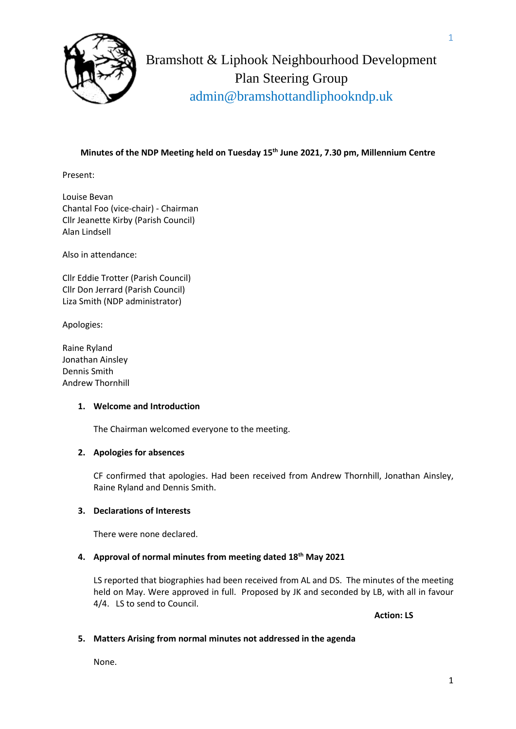# Bramshott & Liphook Neighbourhood Development Plan Steering Group

admin@bramshottandliphookndp.uk

**Minutes of the NDP Meeting held on Tuesday 15th June 2021, 7.30 pm, Millennium Centre**

Present:

Louise Bevan
Chantal Foo (vice-chair) - Chairman
Cllr Jeanette Kirby (Parish Council)
Alan Lindsell

Also in attendance:

Cllr Eddie Trotter (Parish Council)
Cllr Don Jerrard (Parish Council)
Liza Smith (NDP administrator)

Apologies:

Raine Ryland
Jonathan Ainsley
Dennis Smith
Andrew Thornhill

1. **Welcome and Introduction**

   The Chairman welcomed everyone to the meeting.

2. **Apologies for absences**

   CF confirmed that apologies. Had been received from Andrew Thornhill, Jonathan Ainsley, Raine Ryland and Dennis Smith.

3. **Declarations of Interests**

   There were none declared.

4. **Approval of normal minutes from meeting dated 18th May 2021**

   LS reported that biographies had been received from AL and DS. The minutes of the meeting held on May. Were approved in full. Proposed by JK and seconded by LB, with all in favour 4/4. LS to send to Council.

   **Action: LS**

5. **Matters Arising from normal minutes not addressed in the agenda**

   None.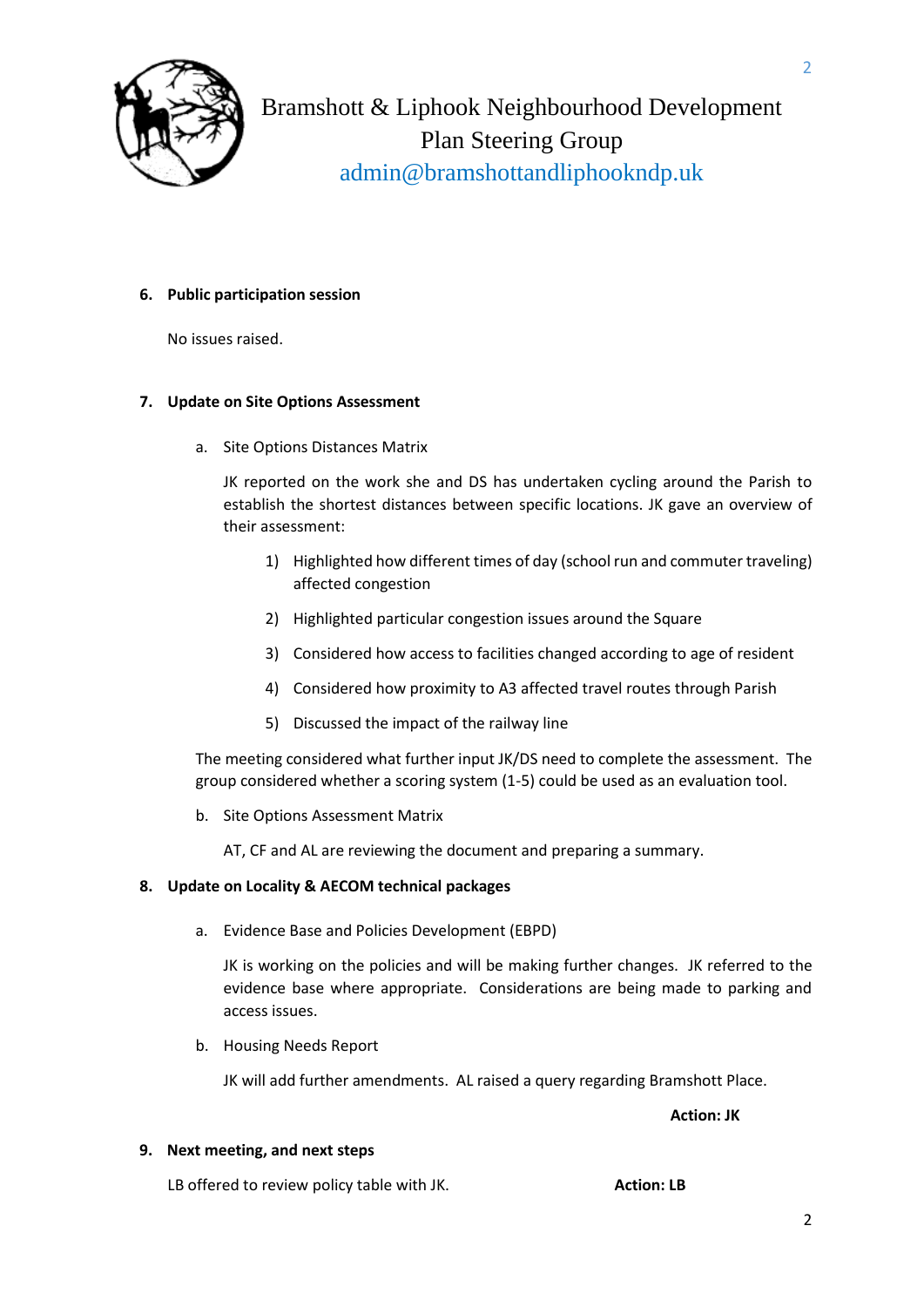**6. Public participation session**

No issues raised.

**7. Update on Site Options Assessment**

a. Site Options Distances Matrix

JK reported on the work she and DS has undertaken cycling around the Parish to establish the shortest distances between specific locations. JK gave an overview of their assessment:

1) Highlighted how different times of day (school run and commuter traveling) affected congestion
2) Highlighted particular congestion issues around the Square
3) Considered how access to facilities changed according to age of resident
4) Considered how proximity to A3 affected travel routes through Parish
5) Discussed the impact of the railway line

The meeting considered what further input JK/DS need to complete the assessment. The group considered whether a scoring system (1-5) could be used as an evaluation tool.

b. Site Options Assessment Matrix

AT, CF and AL are reviewing the document and preparing a summary.

**8. Update on Locality & AECOM technical packages**

a. Evidence Base and Policies Development (EBPD)

JK is working on the policies and will be making further changes. JK referred to the evidence base where appropriate. Considerations are being made to parking and access issues.

b. Housing Needs Report

JK will add further amendments. AL raised a query regarding Bramshott Place.

**Action: JK**

**9. Next meeting, and next steps**

LB offered to review policy table with JK. **Action: LB**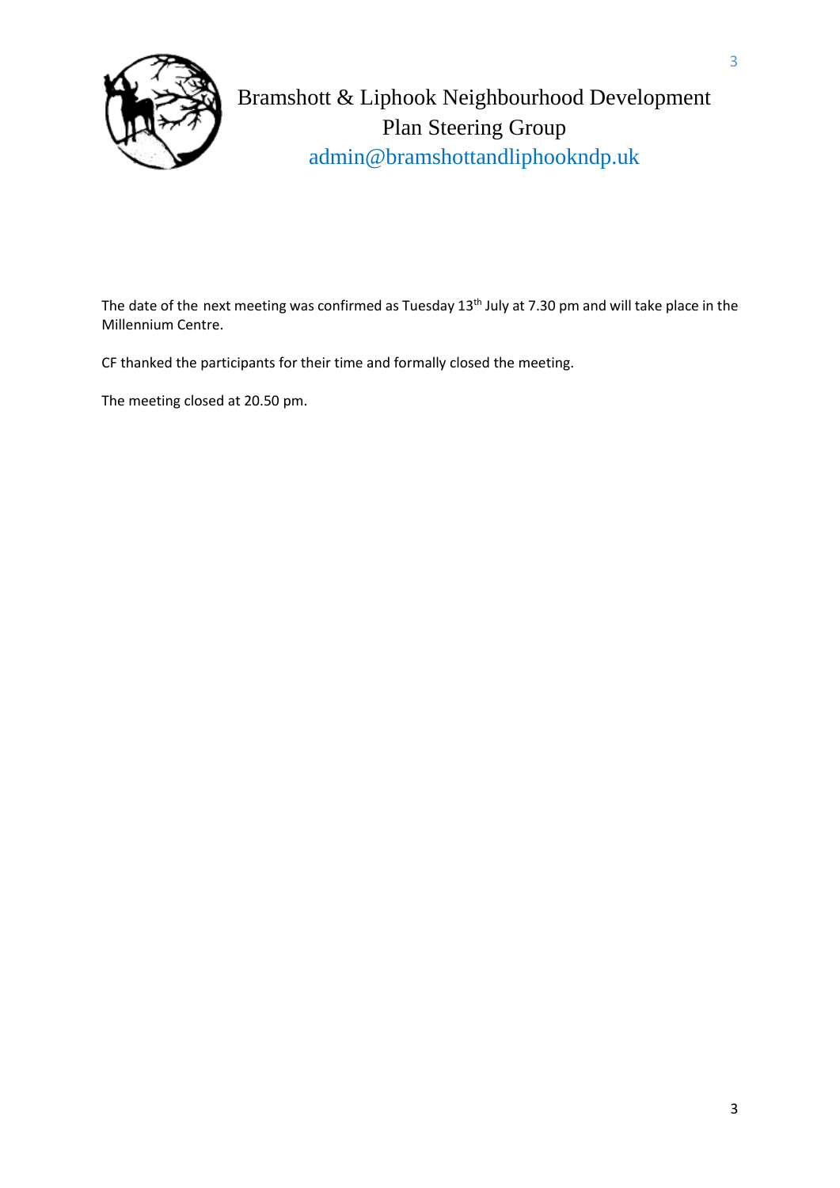The date of the next meeting was confirmed as Tuesday 13th July at 7.30 pm and will take place in the Millennium Centre.

CF thanked the participants for their time and formally closed the meeting.

The meeting closed at 20.50 pm.